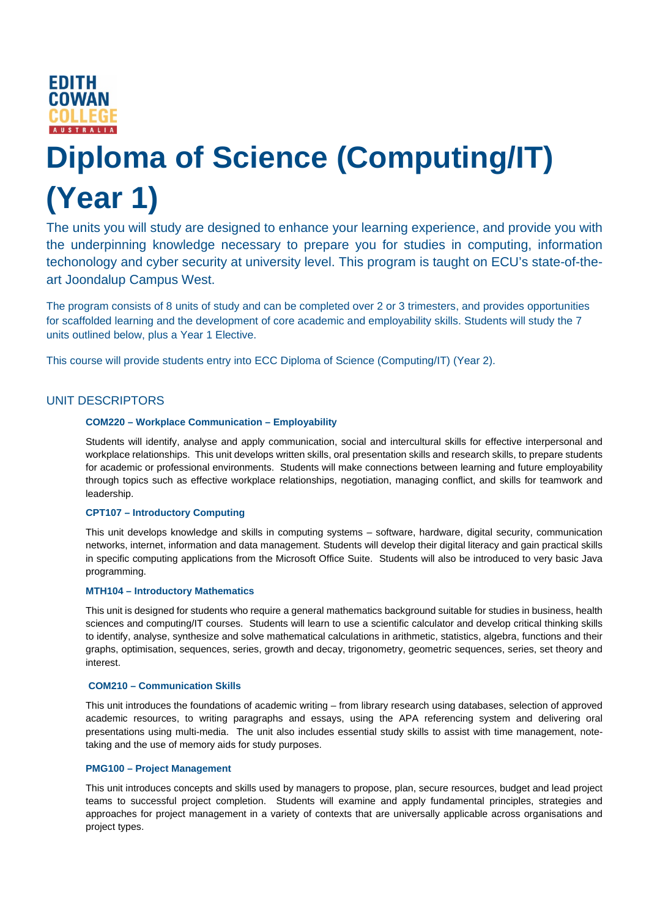EDITH COWAN COLLEGE AUSTRALIA

# Diploma of Science (Computing/IT) (Year 1)

The units you will study are designed to enhance your learning experience, and provide you with the underpinning knowledge necessary to prepare you for studies in computing, information techonology and cyber security at university level. This program is taught on ECU's state-of-the-art Joondalup Campus West.

The program consists of 8 units of study and can be completed over 2 or 3 trimesters, and provides opportunities for scaffolded learning and the development of core academic and employability skills. Students will study the 7 units outlined below, plus a Year 1 Elective.

This course will provide students entry into ECC Diploma of Science (Computing/IT) (Year 2).

## UNIT DESCRIPTORS

### COM220 – Workplace Communication – Employability

Students will identify, analyse and apply communication, social and intercultural skills for effective interpersonal and workplace relationships. This unit develops written skills, oral presentation skills and research skills, to prepare students for academic or professional environments. Students will make connections between learning and future employability through topics such as effective workplace relationships, negotiation, managing conflict, and skills for teamwork and leadership.

### CPT107 – Introductory Computing

This unit develops knowledge and skills in computing systems – software, hardware, digital security, communication networks, internet, information and data management. Students will develop their digital literacy and gain practical skills in specific computing applications from the Microsoft Office Suite. Students will also be introduced to very basic Java programming.

### MTH104 – Introductory Mathematics

This unit is designed for students who require a general mathematics background suitable for studies in business, health sciences and computing/IT courses. Students will learn to use a scientific calculator and develop critical thinking skills to identify, analyse, synthesize and solve mathematical calculations in arithmetic, statistics, algebra, functions and their graphs, optimisation, sequences, series, growth and decay, trigonometry, geometric sequences, series, set theory and interest.

### COM210 – Communication Skills

This unit introduces the foundations of academic writing – from library research using databases, selection of approved academic resources, to writing paragraphs and essays, using the APA referencing system and delivering oral presentations using multi-media. The unit also includes essential study skills to assist with time management, note-taking and the use of memory aids for study purposes.

### PMG100 – Project Management

This unit introduces concepts and skills used by managers to propose, plan, secure resources, budget and lead project teams to successful project completion. Students will examine and apply fundamental principles, strategies and approaches for project management in a variety of contexts that are universally applicable across organisations and project types.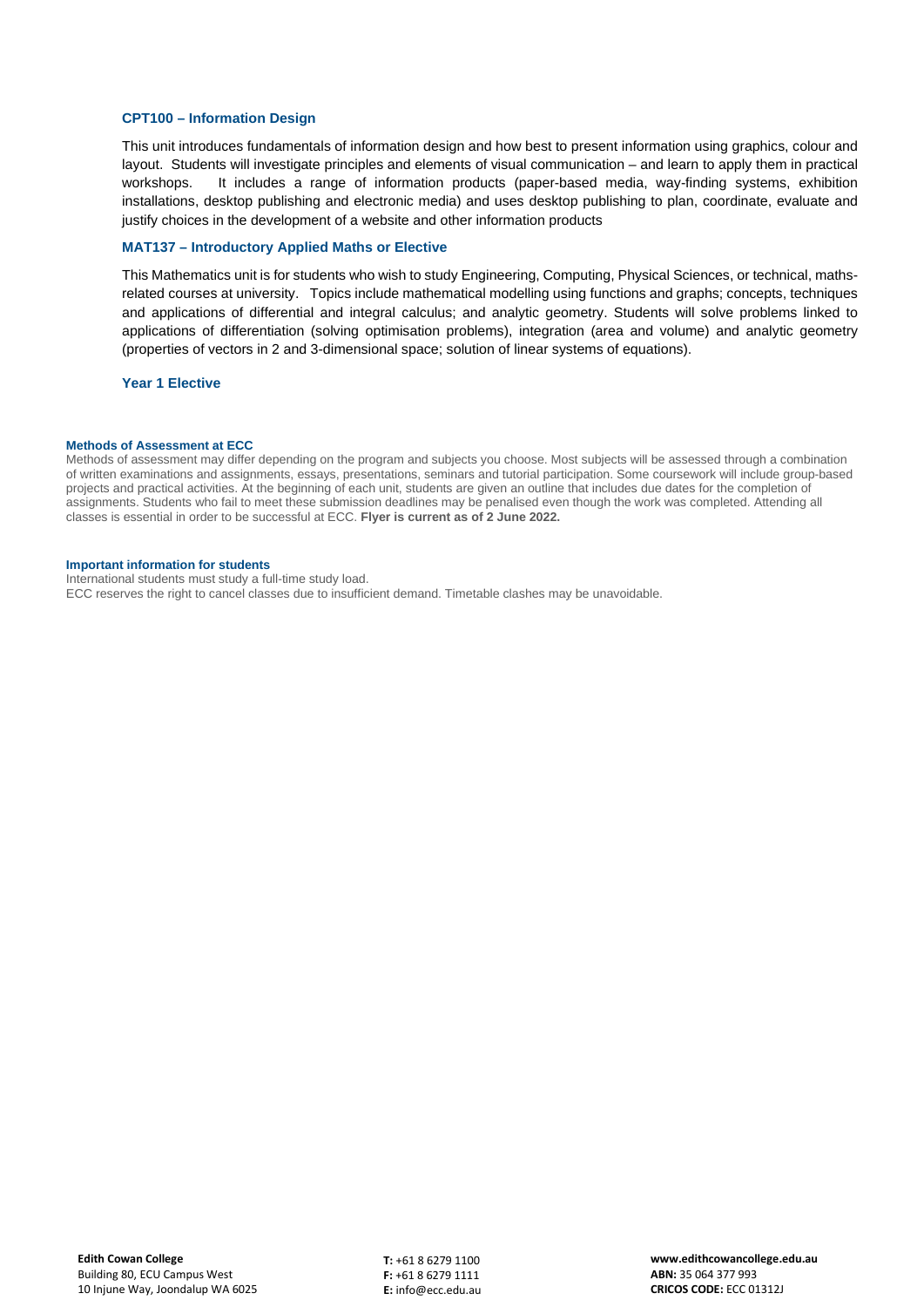### CPT100 – Information Design

This unit introduces fundamentals of information design and how best to present information using graphics, colour and layout. Students will investigate principles and elements of visual communication – and learn to apply them in practical workshops. It includes a range of information products (paper-based media, way-finding systems, exhibition installations, desktop publishing and electronic media) and uses desktop publishing to plan, coordinate, evaluate and justify choices in the development of a website and other information products

### MAT137 – Introductory Applied Maths or Elective

This Mathematics unit is for students who wish to study Engineering, Computing, Physical Sciences, or technical, maths-related courses at university. Topics include mathematical modelling using functions and graphs; concepts, techniques and applications of differential and integral calculus; and analytic geometry. Students will solve problems linked to applications of differentiation (solving optimisation problems), integration (area and volume) and analytic geometry (properties of vectors in 2 and 3-dimensional space; solution of linear systems of equations).

### Year 1 Elective

#### Methods of Assessment at ECC

Methods of assessment may differ depending on the program and subjects you choose. Most subjects will be assessed through a combination of written examinations and assignments, essays, presentations, seminars and tutorial participation. Some coursework will include group-based projects and practical activities. At the beginning of each unit, students are given an outline that includes due dates for the completion of assignments. Students who fail to meet these submission deadlines may be penalised even though the work was completed. Attending all classes is essential in order to be successful at ECC. **Flyer is current as of 2 June 2022.**

#### Important information for students

International students must study a full-time study load.
ECC reserves the right to cancel classes due to insufficient demand. Timetable clashes may be unavoidable.

**Edith Cowan College**
Building 80, ECU Campus West
10 Injune Way, Joondalup WA 6025

**T:** +61 8 6279 1100
**F:** +61 8 6279 1111
**E:** info@ecc.edu.au

**www.edithcowancollege.edu.au**
**ABN:** 35 064 377 993
**CRICOS CODE:** ECC 01312J